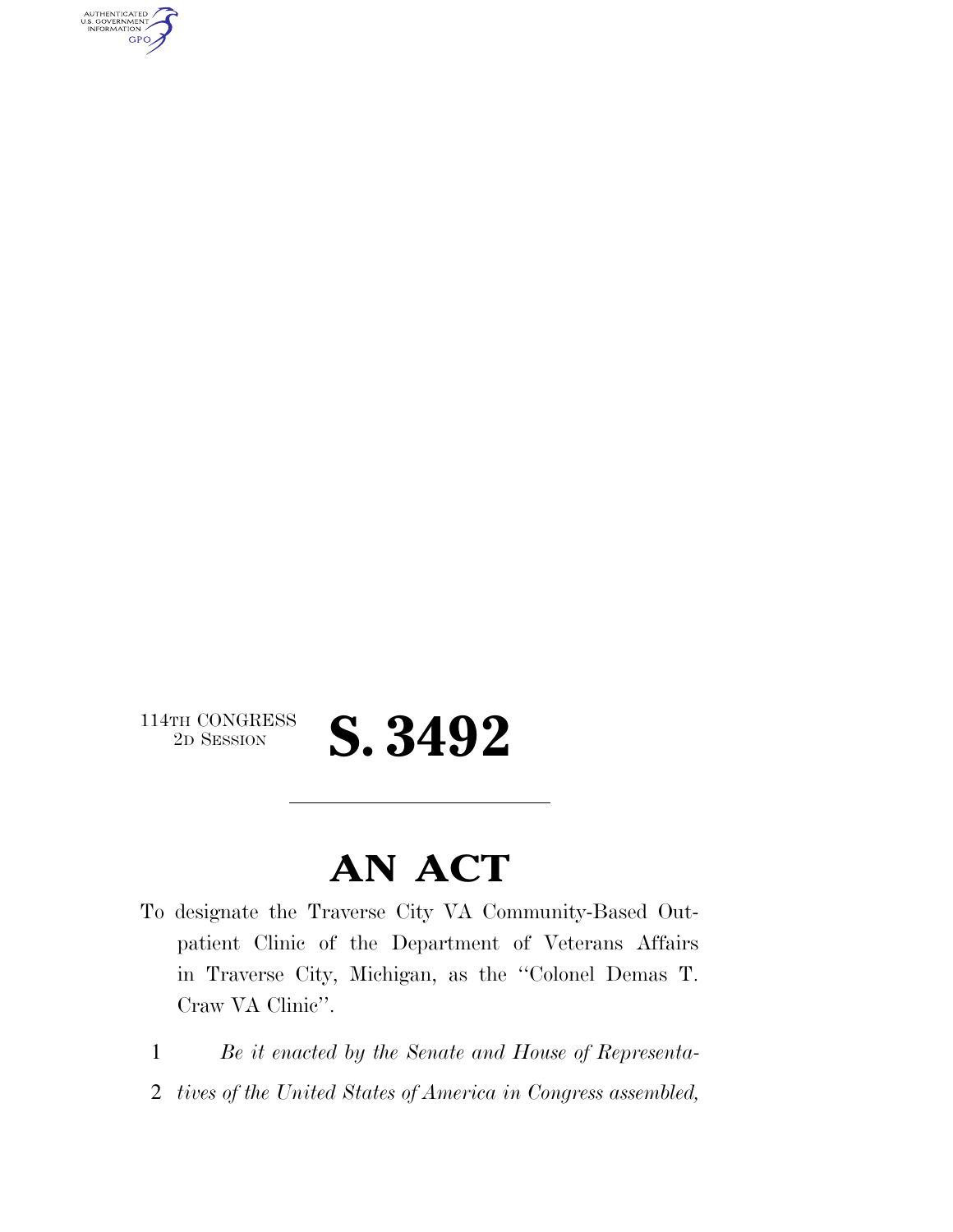114TH CONGRESS
2D SESSION

# S. 3492

# AN ACT

To designate the Traverse City VA Community-Based Outpatient Clinic of the Department of Veterans Affairs in Traverse City, Michigan, as the ''Colonel Demas T. Craw VA Clinic''.

1 *Be it enacted by the Senate and House of Representa-*
2 *tives of the United States of America in Congress assembled,*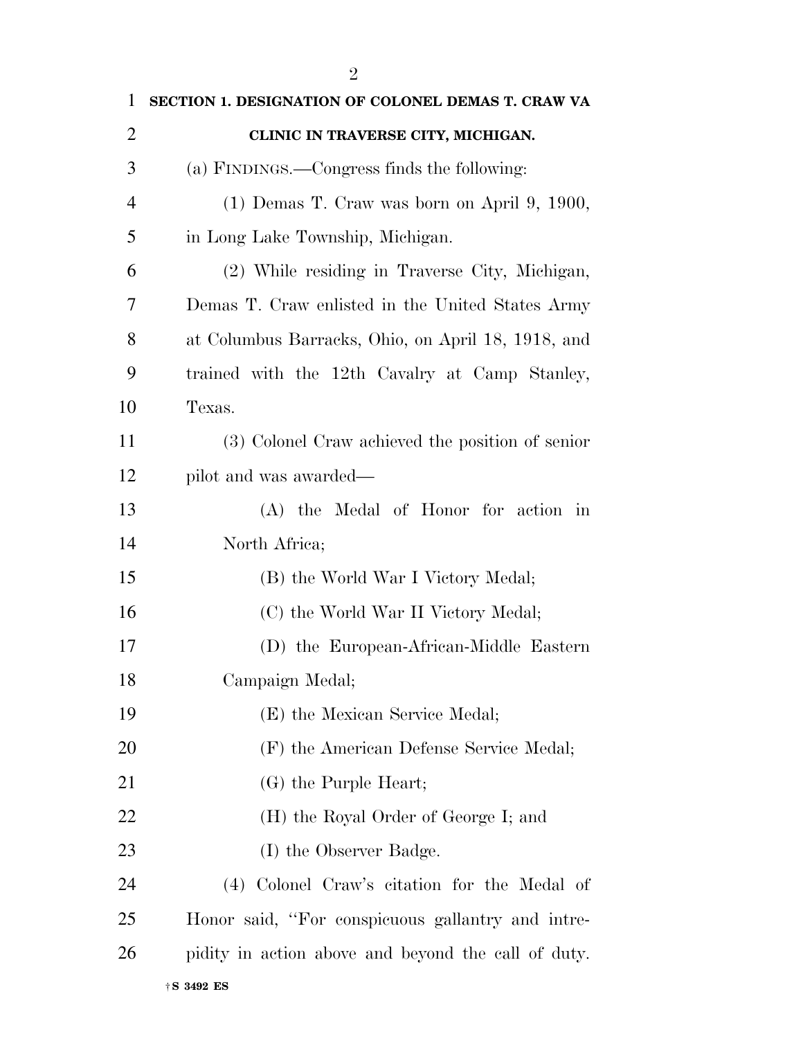**SECTION 1. DESIGNATION OF COLONEL DEMAS T. CRAW VA CLINIC IN TRAVERSE CITY, MICHIGAN.**

(a) FINDINGS.—Congress finds the following:

(1) Demas T. Craw was born on April 9, 1900, in Long Lake Township, Michigan.

(2) While residing in Traverse City, Michigan, Demas T. Craw enlisted in the United States Army at Columbus Barracks, Ohio, on April 18, 1918, and trained with the 12th Cavalry at Camp Stanley, Texas.

(3) Colonel Craw achieved the position of senior pilot and was awarded—

(A) the Medal of Honor for action in North Africa;

(B) the World War I Victory Medal;

(C) the World War II Victory Medal;

(D) the European-African-Middle Eastern Campaign Medal;

(E) the Mexican Service Medal;

(F) the American Defense Service Medal;

(G) the Purple Heart;

(H) the Royal Order of George I; and

(I) the Observer Badge.

(4) Colonel Craw's citation for the Medal of Honor said, ''For conspicuous gallantry and intrepidity in action above and beyond the call of duty.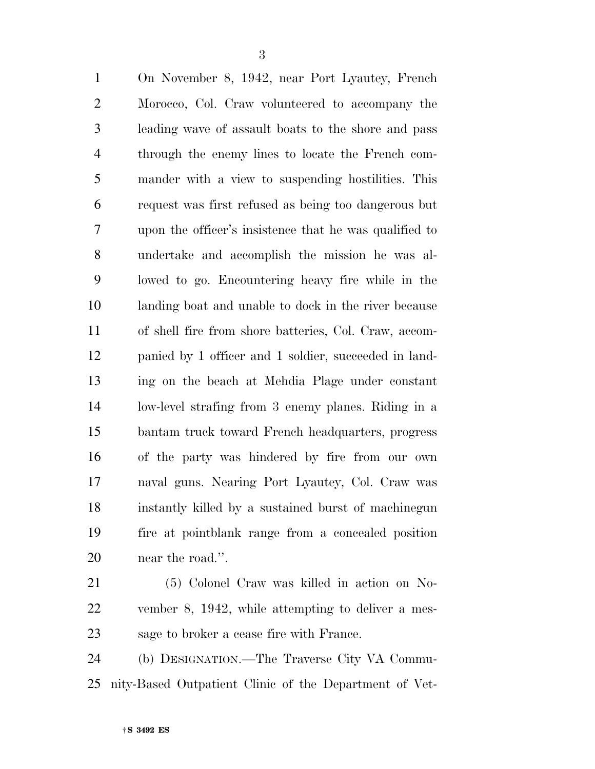On November 8, 1942, near Port Lyautey, French Morocco, Col. Craw volunteered to accompany the leading wave of assault boats to the shore and pass through the enemy lines to locate the French commander with a view to suspending hostilities. This request was first refused as being too dangerous but upon the officer's insistence that he was qualified to undertake and accomplish the mission he was allowed to go. Encountering heavy fire while in the landing boat and unable to dock in the river because of shell fire from shore batteries, Col. Craw, accompanied by 1 officer and 1 soldier, succeeded in landing on the beach at Mehdia Plage under constant low-level strafing from 3 enemy planes. Riding in a bantam truck toward French headquarters, progress of the party was hindered by fire from our own naval guns. Nearing Port Lyautey, Col. Craw was instantly killed by a sustained burst of machinegun fire at pointblank range from a concealed position near the road.''.

(5) Colonel Craw was killed in action on November 8, 1942, while attempting to deliver a message to broker a cease fire with France.

(b) DESIGNATION.—The Traverse City VA Community-Based Outpatient Clinic of the Department of Vet-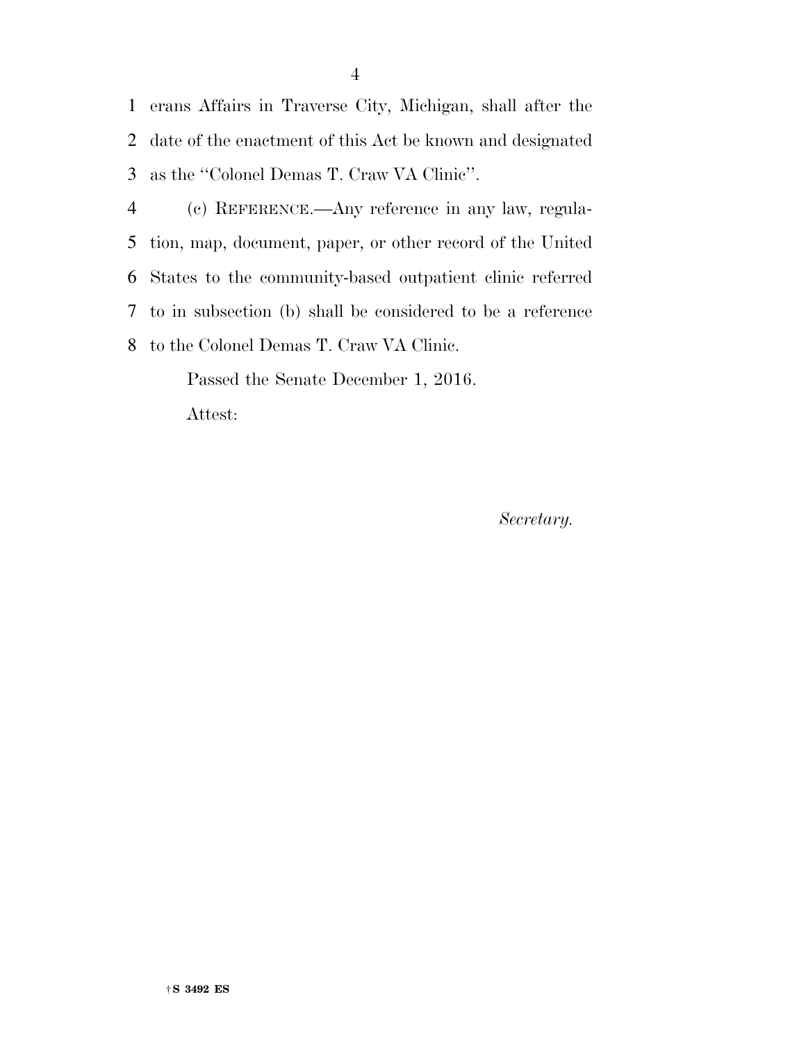erans Affairs in Traverse City, Michigan, shall after the date of the enactment of this Act be known and designated as the "Colonel Demas T. Craw VA Clinic".

(c) REFERENCE.—Any reference in any law, regulation, map, document, paper, or other record of the United States to the community-based outpatient clinic referred to in subsection (b) shall be considered to be a reference to the Colonel Demas T. Craw VA Clinic.

Passed the Senate December 1, 2016.

Attest:

*Secretary.*

†S 3492 ES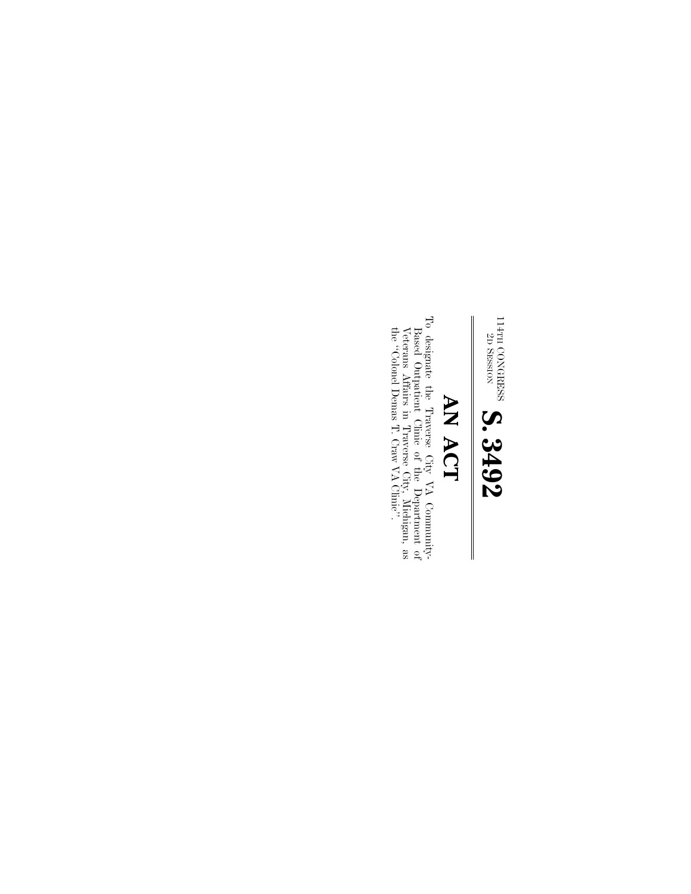114TH CONGRESS
2D SESSION

# S. 3492

---

# AN ACT

To designate the Traverse City VA Community-Based Outpatient Clinic of the Department of Veterans Affairs in Traverse City, Michigan, as the "Colonel Demas T. Craw VA Clinic".